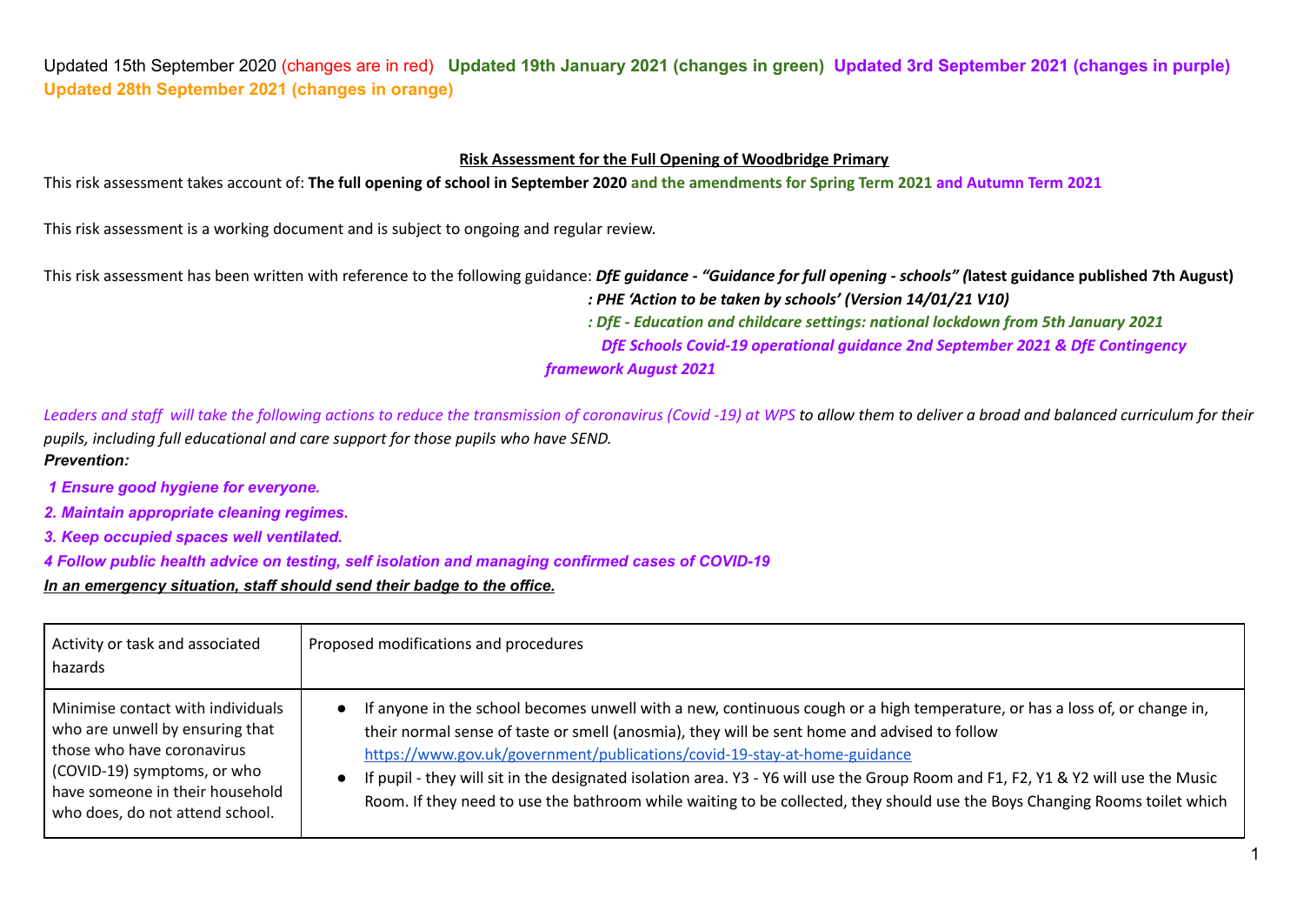Updated 15th September 2020 (changes are in red) **Updated 19th January 2021 (changes in green)** **Updated 3rd September 2021 (changes in purple)** **Updated 28th September 2021 (changes in orange)**

**Risk Assessment for the Full Opening of Woodbridge Primary**

This risk assessment takes account of: **The full opening of school in September 2020 and the amendments for Spring Term 2021 and Autumn Term 2021**

This risk assessment is a working document and is subject to ongoing and regular review.

This risk assessment has been written with reference to the following guidance: ***DfE guidance - "Guidance for full opening - schools" (*****latest guidance published 7th August)**
***: PHE 'Action to be taken by schools' (Version 14/01/21 V10)***
***: DfE - Education and childcare settings: national lockdown from 5th January 2021***
***DfE Schools Covid-19 operational guidance 2nd September 2021 & DfE Contingency framework August 2021***

*Leaders and staff will take the following actions to reduce the transmission of coronavirus (Covid -19) at WPS to allow them to deliver a broad and balanced curriculum for their pupils, including full educational and care support for those pupils who have SEND.*

***Prevention:***

***1 Ensure good hygiene for everyone.***

***2. Maintain appropriate cleaning regimes.***

***3. Keep occupied spaces well ventilated.***

***4 Follow public health advice on testing, self isolation and managing confirmed cases of COVID-19***

***In an emergency situation, staff should send their badge to the office.***

| Activity or task and associated hazards | Proposed modifications and procedures |
|---|---|
| Minimise contact with individuals who are unwell by ensuring that those who have coronavirus (COVID-19) symptoms, or who have someone in their household who does, do not attend school. | • If anyone in the school becomes unwell with a new, continuous cough or a high temperature, or has a loss of, or change in, their normal sense of taste or smell (anosmia), they will be sent home and advised to follow https://www.gov.uk/government/publications/covid-19-stay-at-home-guidance<br>• If pupil - they will sit in the designated isolation area. Y3 - Y6 will use the Group Room and F1, F2, Y1 & Y2 will use the Music Room. If they need to use the bathroom while waiting to be collected, they should use the Boys Changing Rooms toilet which |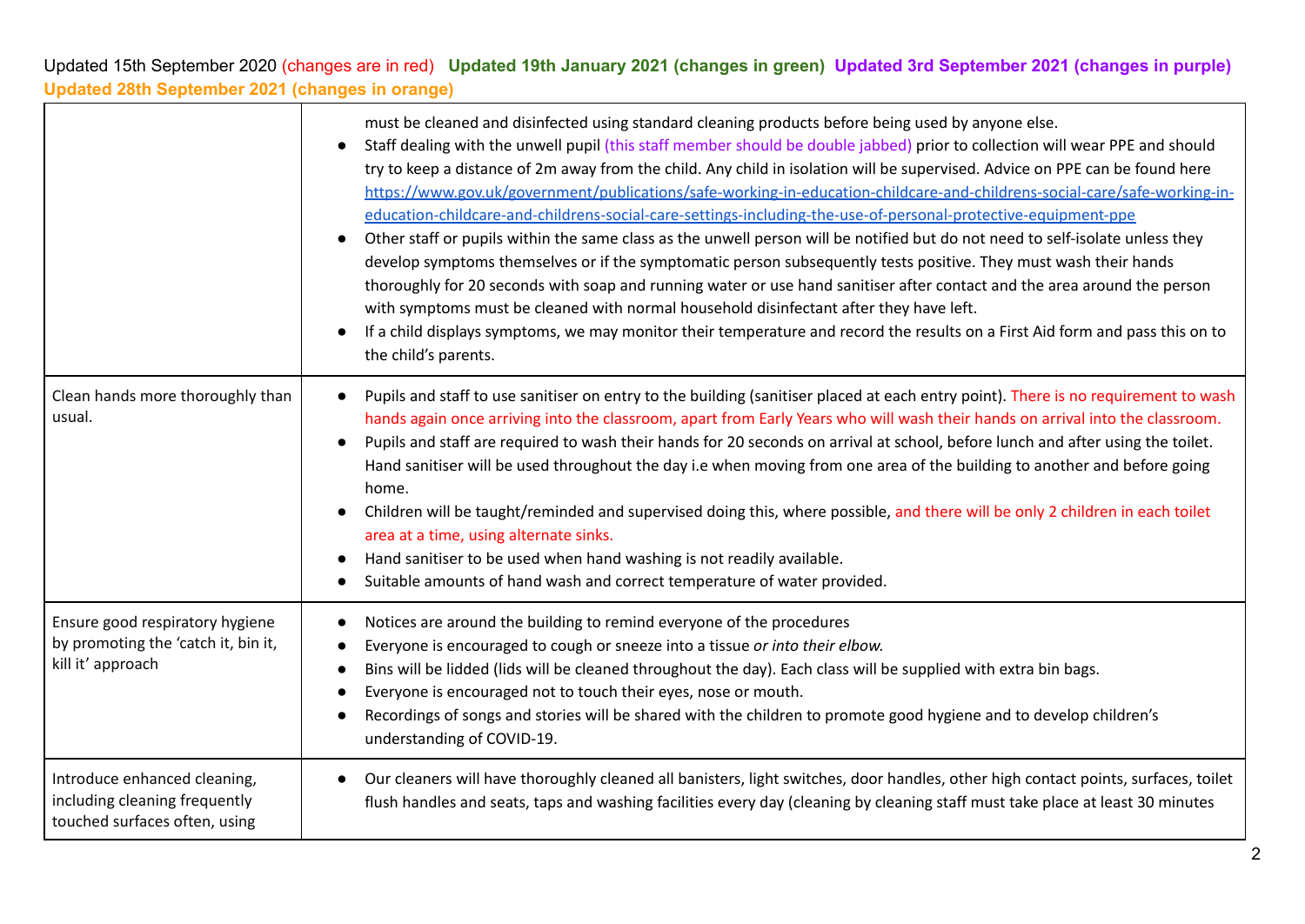Updated 15th September 2020 (changes are in red) **Updated 19th January 2021 (changes in green)** **Updated 3rd September 2021 (changes in purple)** **Updated 28th September 2021 (changes in orange)**

| | |
|---|---|
| | must be cleaned and disinfected using standard cleaning products before being used by anyone else.<br>● Staff dealing with the unwell pupil (this staff member should be double jabbed) prior to collection will wear PPE and should try to keep a distance of 2m away from the child. Any child in isolation will be supervised. Advice on PPE can be found here https://www.gov.uk/government/publications/safe-working-in-education-childcare-and-childrens-social-care/safe-working-in-education-childcare-and-childrens-social-care-settings-including-the-use-of-personal-protective-equipment-ppe<br>● Other staff or pupils within the same class as the unwell person will be notified but do not need to self-isolate unless they develop symptoms themselves or if the symptomatic person subsequently tests positive. They must wash their hands thoroughly for 20 seconds with soap and running water or use hand sanitiser after contact and the area around the person with symptoms must be cleaned with normal household disinfectant after they have left.<br>● If a child displays symptoms, we may monitor their temperature and record the results on a First Aid form and pass this on to the child's parents. |
| Clean hands more thoroughly than usual. | ● Pupils and staff to use sanitiser on entry to the building (sanitiser placed at each entry point). There is no requirement to wash hands again once arriving into the classroom, apart from Early Years who will wash their hands on arrival into the classroom.<br>● Pupils and staff are required to wash their hands for 20 seconds on arrival at school, before lunch and after using the toilet. Hand sanitiser will be used throughout the day i.e when moving from one area of the building to another and before going home.<br>● Children will be taught/reminded and supervised doing this, where possible, and there will be only 2 children in each toilet area at a time, using alternate sinks.<br>● Hand sanitiser to be used when hand washing is not readily available.<br>● Suitable amounts of hand wash and correct temperature of water provided. |
| Ensure good respiratory hygiene by promoting the 'catch it, bin it, kill it' approach | ● Notices are around the building to remind everyone of the procedures<br>● Everyone is encouraged to cough or sneeze into a tissue *or into their elbow.*<br>● Bins will be lidded (lids will be cleaned throughout the day). Each class will be supplied with extra bin bags.<br>● Everyone is encouraged not to touch their eyes, nose or mouth.<br>● Recordings of songs and stories will be shared with the children to promote good hygiene and to develop children's understanding of COVID-19. |
| Introduce enhanced cleaning, including cleaning frequently touched surfaces often, using | ● Our cleaners will have thoroughly cleaned all banisters, light switches, door handles, other high contact points, surfaces, toilet flush handles and seats, taps and washing facilities every day (cleaning by cleaning staff must take place at least 30 minutes |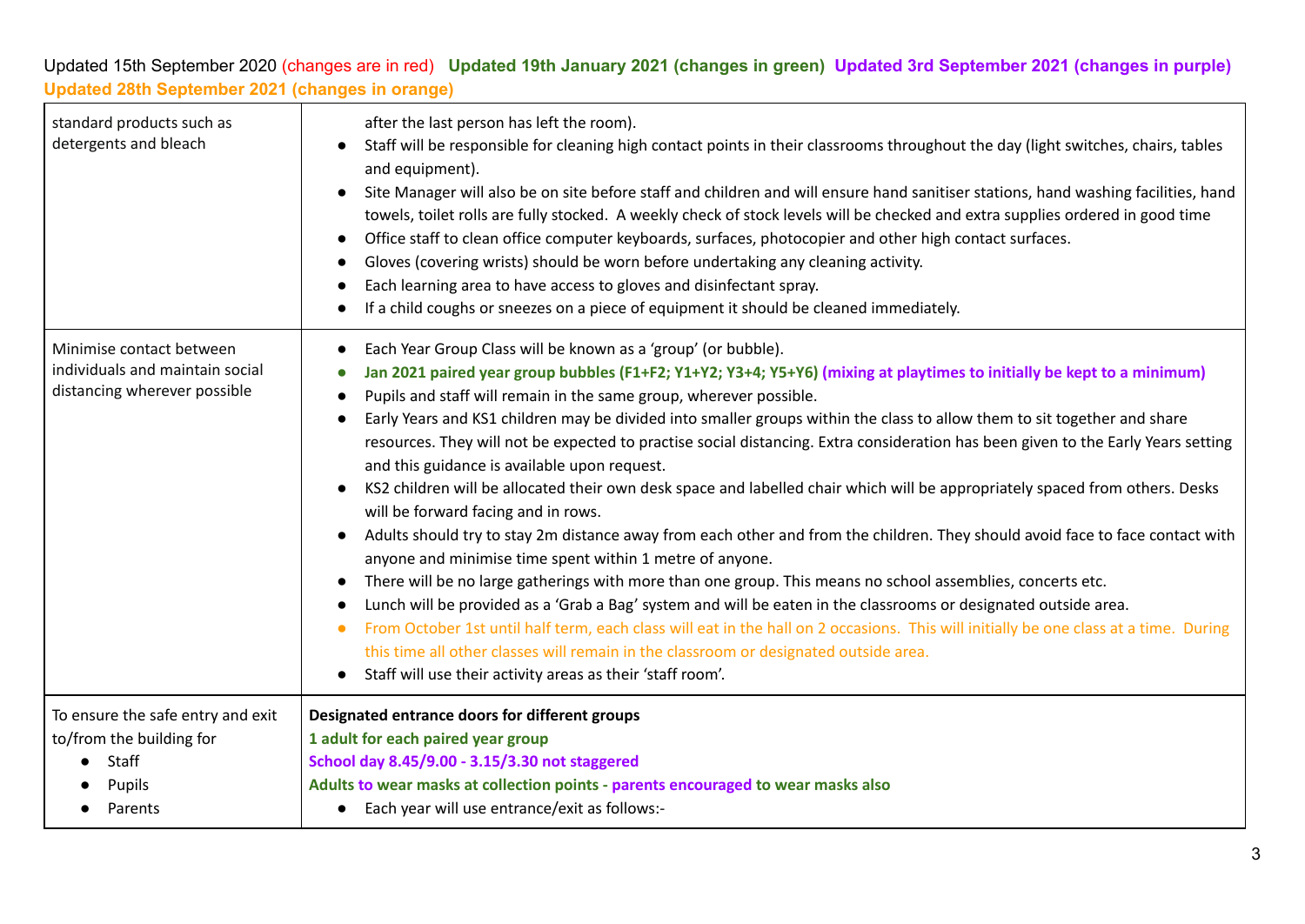Updated 15th September 2020 (changes are in red) **Updated 19th January 2021 (changes in green)** **Updated 3rd September 2021 (changes in purple)** **Updated 28th September 2021 (changes in orange)**

| | |
|---|---|
| standard products such as detergents and bleach | after the last person has left the room).<br>• Staff will be responsible for cleaning high contact points in their classrooms throughout the day (light switches, chairs, tables and equipment).<br>• Site Manager will also be on site before staff and children and will ensure hand sanitiser stations, hand washing facilities, hand towels, toilet rolls are fully stocked. A weekly check of stock levels will be checked and extra supplies ordered in good time<br>• Office staff to clean office computer keyboards, surfaces, photocopier and other high contact surfaces.<br>• Gloves (covering wrists) should be worn before undertaking any cleaning activity.<br>• Each learning area to have access to gloves and disinfectant spray.<br>• If a child coughs or sneezes on a piece of equipment it should be cleaned immediately. |
| Minimise contact between individuals and maintain social distancing wherever possible | • Each Year Group Class will be known as a 'group' (or bubble).<br>• **Jan 2021 paired year group bubbles (F1+F2; Y1+Y2; Y3+4; Y5+Y6) (mixing at playtimes to initially be kept to a minimum)**<br>• Pupils and staff will remain in the same group, wherever possible.<br>• Early Years and KS1 children may be divided into smaller groups within the class to allow them to sit together and share resources. They will not be expected to practise social distancing. Extra consideration has been given to the Early Years setting and this guidance is available upon request.<br>• KS2 children will be allocated their own desk space and labelled chair which will be appropriately spaced from others. Desks will be forward facing and in rows.<br>• Adults should try to stay 2m distance away from each other and from the children. They should avoid face to face contact with anyone and minimise time spent within 1 metre of anyone.<br>• There will be no large gatherings with more than one group. This means no school assemblies, concerts etc.<br>• Lunch will be provided as a 'Grab a Bag' system and will be eaten in the classrooms or designated outside area.<br>• From October 1st until half term, each class will eat in the hall on 2 occasions. This will initially be one class at a time. During this time all other classes will remain in the classroom or designated outside area.<br>• Staff will use their activity areas as their 'staff room'. |
| To ensure the safe entry and exit to/from the building for<br>• Staff<br>• Pupils<br>• Parents | **Designated entrance doors for different groups**<br>**1 adult for each paired year group**<br>**School day 8.45/9.00 - 3.15/3.30 not staggered**<br>**Adults to wear masks at collection points - parents encouraged to wear masks also**<br>• Each year will use entrance/exit as follows:- |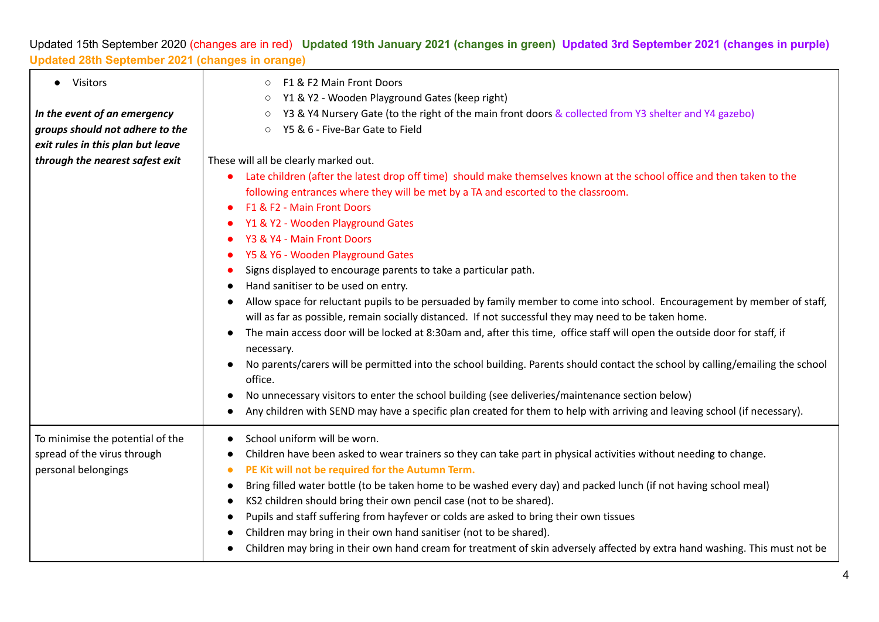Updated 15th September 2020 (changes are in red) **Updated 19th January 2021 (changes in green)** **Updated 3rd September 2021 (changes in purple)** **Updated 28th September 2021 (changes in orange)**

| | |
|---|---|
| • Visitors<br><br>***In the event of an emergency groups should not adhere to the exit rules in this plan but leave through the nearest safest exit*** | ○ F1 & F2 Main Front Doors<br>○ Y1 & Y2 - Wooden Playground Gates (keep right)<br>○ Y3 & Y4 Nursery Gate (to the right of the main front doors & collected from Y3 shelter and Y4 gazebo)<br>○ Y5 & 6 - Five-Bar Gate to Field<br><br>These will all be clearly marked out.<br>• Late children (after the latest drop off time) should make themselves known at the school office and then taken to the following entrances where they will be met by a TA and escorted to the classroom.<br>• F1 & F2 - Main Front Doors<br>• Y1 & Y2 - Wooden Playground Gates<br>• Y3 & Y4 - Main Front Doors<br>• Y5 & Y6 - Wooden Playground Gates<br>• Signs displayed to encourage parents to take a particular path.<br>• Hand sanitiser to be used on entry.<br>• Allow space for reluctant pupils to be persuaded by family member to come into school. Encouragement by member of staff, will as far as possible, remain socially distanced. If not successful they may need to be taken home.<br>• The main access door will be locked at 8:30am and, after this time, office staff will open the outside door for staff, if necessary.<br>• No parents/carers will be permitted into the school building. Parents should contact the school by calling/emailing the school office.<br>• No unnecessary visitors to enter the school building (see deliveries/maintenance section below)<br>• Any children with SEND may have a specific plan created for them to help with arriving and leaving school (if necessary). |
| To minimise the potential of the spread of the virus through personal belongings | • School uniform will be worn.<br>• Children have been asked to wear trainers so they can take part in physical activities without needing to change.<br>• **PE Kit will not be required for the Autumn Term.**<br>• Bring filled water bottle (to be taken home to be washed every day) and packed lunch (if not having school meal)<br>• KS2 children should bring their own pencil case (not to be shared).<br>• Pupils and staff suffering from hayfever or colds are asked to bring their own tissues<br>• Children may bring in their own hand sanitiser (not to be shared).<br>• Children may bring in their own hand cream for treatment of skin adversely affected by extra hand washing. This must not be |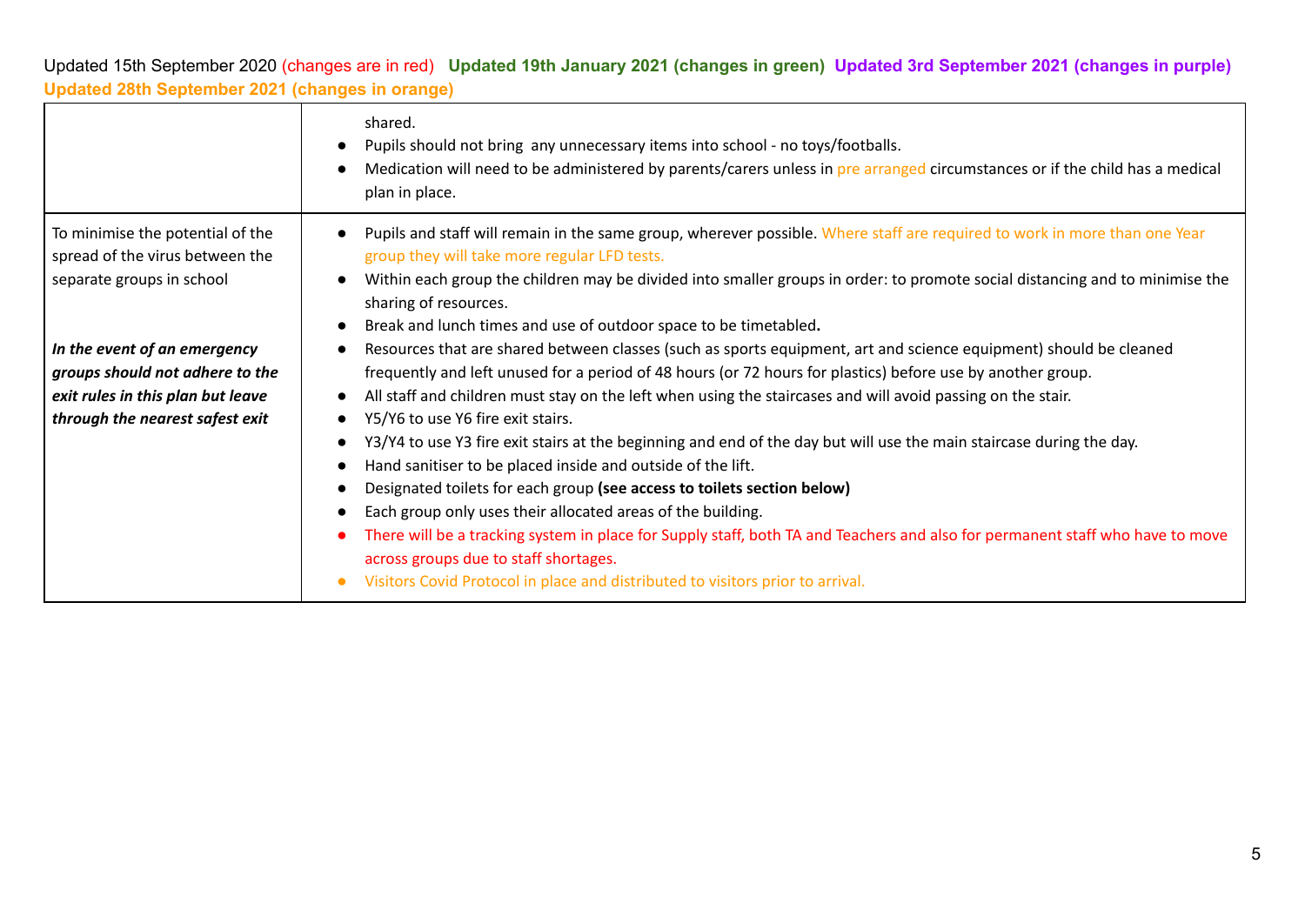Updated 15th September 2020 (changes are in red) **Updated 19th January 2021 (changes in green)** **Updated 3rd September 2021 (changes in purple)** **Updated 28th September 2021 (changes in orange)**

| | |
|---|---|
| | shared.<br>● Pupils should not bring any unnecessary items into school - no toys/footballs.<br>● Medication will need to be administered by parents/carers unless in pre arranged circumstances or if the child has a medical plan in place. |
| To minimise the potential of the spread of the virus between the separate groups in school<br><br>***In the event of an emergency groups should not adhere to the exit rules in this plan but leave through the nearest safest exit*** | ● Pupils and staff will remain in the same group, wherever possible. Where staff are required to work in more than one Year group they will take more regular LFD tests.<br>● Within each group the children may be divided into smaller groups in order: to promote social distancing and to minimise the sharing of resources.<br>● Break and lunch times and use of outdoor space to be timetabled**.**<br>● Resources that are shared between classes (such as sports equipment, art and science equipment) should be cleaned frequently and left unused for a period of 48 hours (or 72 hours for plastics) before use by another group.<br>● All staff and children must stay on the left when using the staircases and will avoid passing on the stair.<br>● Y5/Y6 to use Y6 fire exit stairs.<br>● Y3/Y4 to use Y3 fire exit stairs at the beginning and end of the day but will use the main staircase during the day.<br>● Hand sanitiser to be placed inside and outside of the lift.<br>● Designated toilets for each group **(see access to toilets section below)**<br>● Each group only uses their allocated areas of the building.<br>● There will be a tracking system in place for Supply staff, both TA and Teachers and also for permanent staff who have to move across groups due to staff shortages.<br>● Visitors Covid Protocol in place and distributed to visitors prior to arrival. |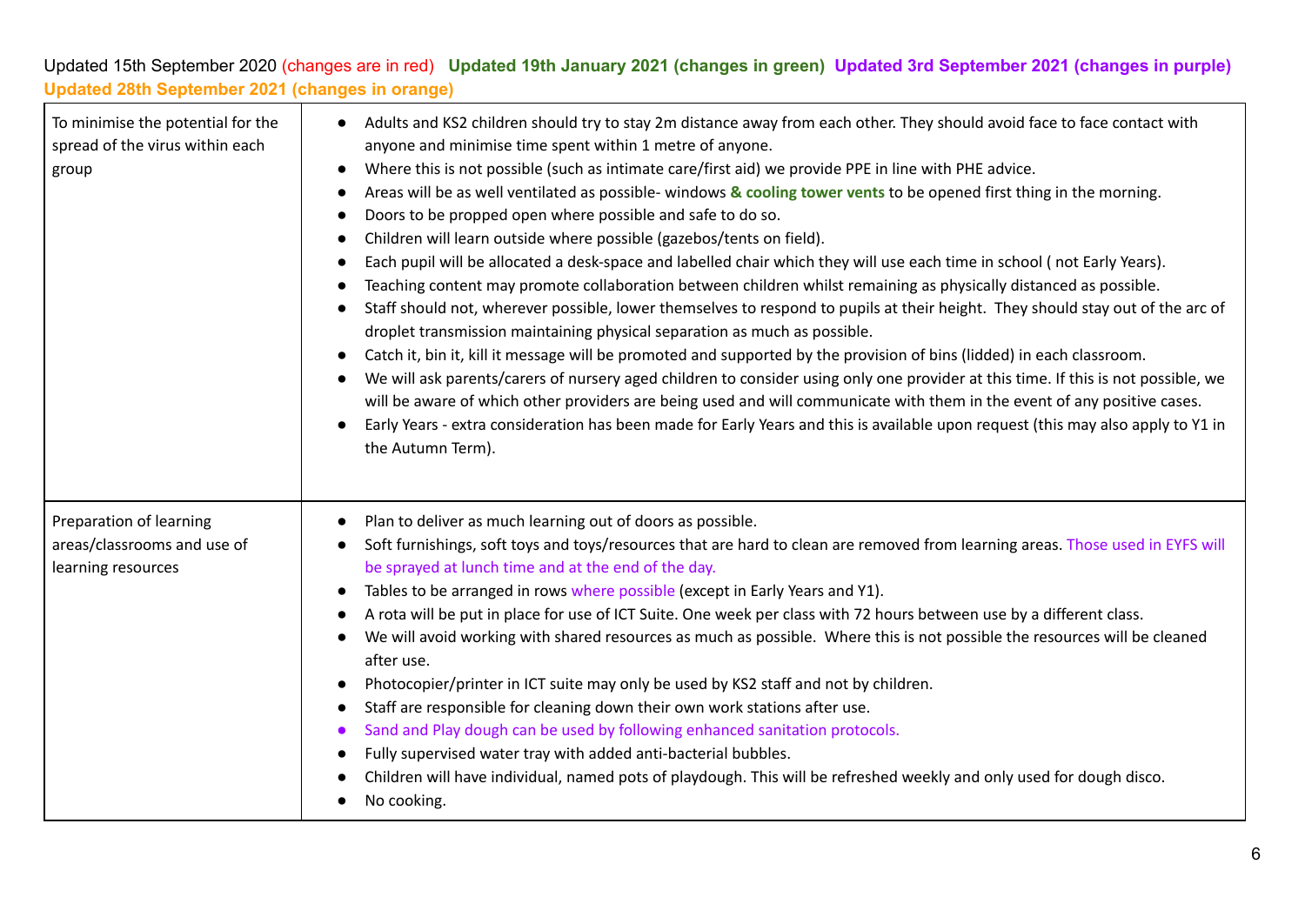Updated 15th September 2020 (changes are in red) **Updated 19th January 2021 (changes in green)** **Updated 3rd September 2021 (changes in purple)** **Updated 28th September 2021 (changes in orange)**

| | |
|---|---|
| To minimise the potential for the spread of the virus within each group | <ul><li>Adults and KS2 children should try to stay 2m distance away from each other. They should avoid face to face contact with anyone and minimise time spent within 1 metre of anyone.</li><li>Where this is not possible (such as intimate care/first aid) we provide PPE in line with PHE advice.</li><li>Areas will be as well ventilated as possible- windows **& cooling tower vents** to be opened first thing in the morning.</li><li>Doors to be propped open where possible and safe to do so.</li><li>Children will learn outside where possible (gazebos/tents on field).</li><li>Each pupil will be allocated a desk-space and labelled chair which they will use each time in school ( not Early Years).</li><li>Teaching content may promote collaboration between children whilst remaining as physically distanced as possible.</li><li>Staff should not, wherever possible, lower themselves to respond to pupils at their height. They should stay out of the arc of droplet transmission maintaining physical separation as much as possible.</li><li>Catch it, bin it, kill it message will be promoted and supported by the provision of bins (lidded) in each classroom.</li><li>We will ask parents/carers of nursery aged children to consider using only one provider at this time. If this is not possible, we will be aware of which other providers are being used and will communicate with them in the event of any positive cases.</li><li>Early Years - extra consideration has been made for Early Years and this is available upon request (this may also apply to Y1 in the Autumn Term).</li></ul> |
| Preparation of learning areas/classrooms and use of learning resources | <ul><li>Plan to deliver as much learning out of doors as possible.</li><li>Soft furnishings, soft toys and toys/resources that are hard to clean are removed from learning areas. Those used in EYFS will be sprayed at lunch time and at the end of the day.</li><li>Tables to be arranged in rows where possible (except in Early Years and Y1).</li><li>A rota will be put in place for use of ICT Suite. One week per class with 72 hours between use by a different class.</li><li>We will avoid working with shared resources as much as possible. Where this is not possible the resources will be cleaned after use.</li><li>Photocopier/printer in ICT suite may only be used by KS2 staff and not by children.</li><li>Staff are responsible for cleaning down their own work stations after use.</li><li>Sand and Play dough can be used by following enhanced sanitation protocols.</li><li>Fully supervised water tray with added anti-bacterial bubbles.</li><li>Children will have individual, named pots of playdough. This will be refreshed weekly and only used for dough disco.</li><li>No cooking.</li></ul> |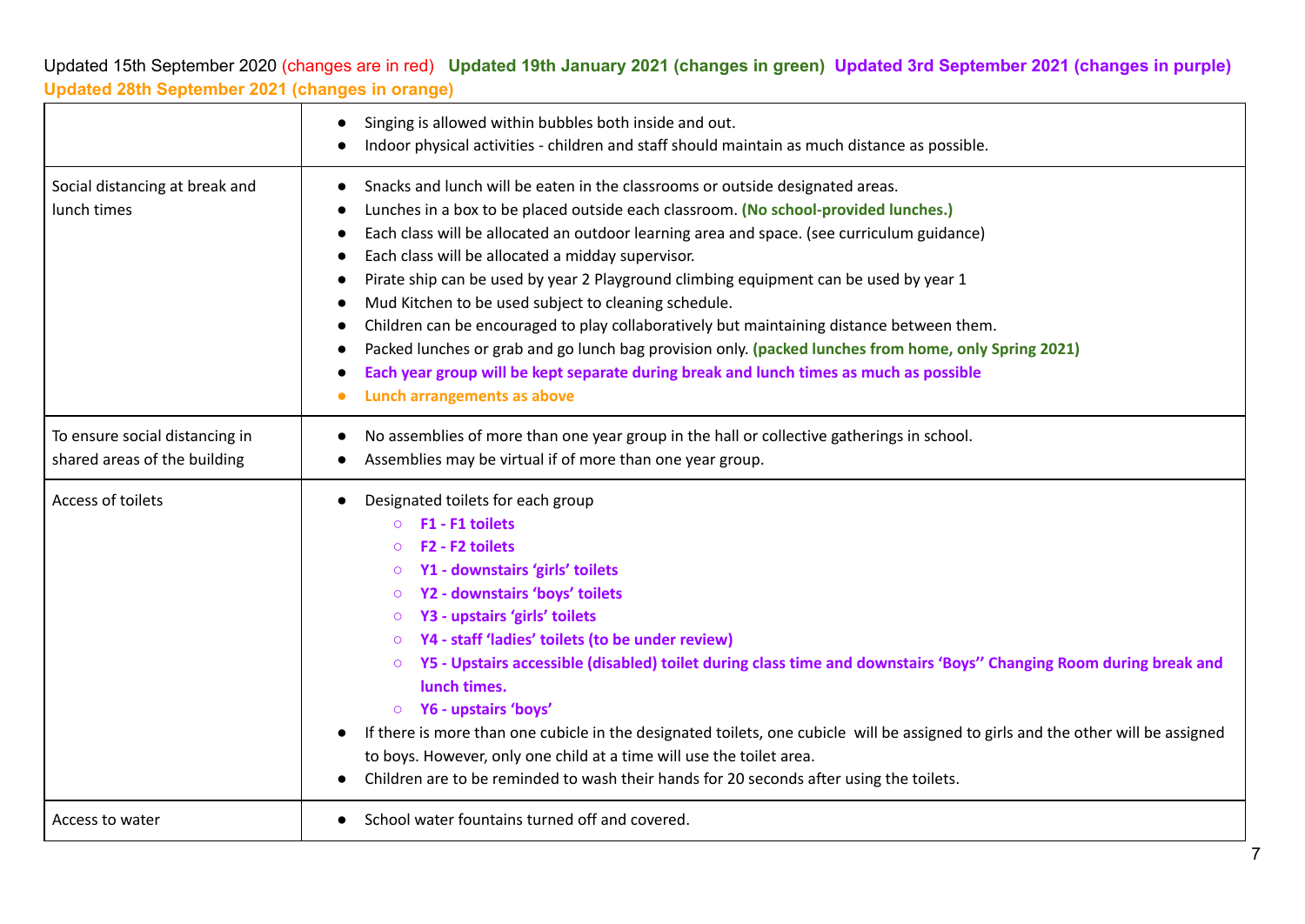Updated 15th September 2020 (changes are in red) **Updated 19th January 2021 (changes in green)** **Updated 3rd September 2021 (changes in purple)** **Updated 28th September 2021 (changes in orange)**

| | |
|---|---|
| | • Singing is allowed within bubbles both inside and out.<br>• Indoor physical activities - children and staff should maintain as much distance as possible. |
| Social distancing at break and lunch times | • Snacks and lunch will be eaten in the classrooms or outside designated areas.<br>• Lunches in a box to be placed outside each classroom. **(No school-provided lunches.)**<br>• Each class will be allocated an outdoor learning area and space. (see curriculum guidance)<br>• Each class will be allocated a midday supervisor.<br>• Pirate ship can be used by year 2 Playground climbing equipment can be used by year 1<br>• Mud Kitchen to be used subject to cleaning schedule.<br>• Children can be encouraged to play collaboratively but maintaining distance between them.<br>• Packed lunches or grab and go lunch bag provision only. **(packed lunches from home, only Spring 2021)**<br>• **Each year group will be kept separate during break and lunch times as much as possible**<br>• **Lunch arrangements as above** |
| To ensure social distancing in shared areas of the building | • No assemblies of more than one year group in the hall or collective gatherings in school.<br>• Assemblies may be virtual if of more than one year group. |
| Access of toilets | • Designated toilets for each group<br>  ○ **F1 - F1 toilets**<br>  ○ **F2 - F2 toilets**<br>  ○ **Y1 - downstairs 'girls' toilets**<br>  ○ **Y2 - downstairs 'boys' toilets**<br>  ○ **Y3 - upstairs 'girls' toilets**<br>  ○ **Y4 - staff 'ladies' toilets (to be under review)**<br>  ○ **Y5 - Upstairs accessible (disabled) toilet during class time and downstairs 'Boys'' Changing Room during break and lunch times.**<br>  ○ **Y6 - upstairs 'boys'**<br>• If there is more than one cubicle in the designated toilets, one cubicle will be assigned to girls and the other will be assigned to boys. However, only one child at a time will use the toilet area.<br>• Children are to be reminded to wash their hands for 20 seconds after using the toilets. |
| Access to water | • School water fountains turned off and covered. |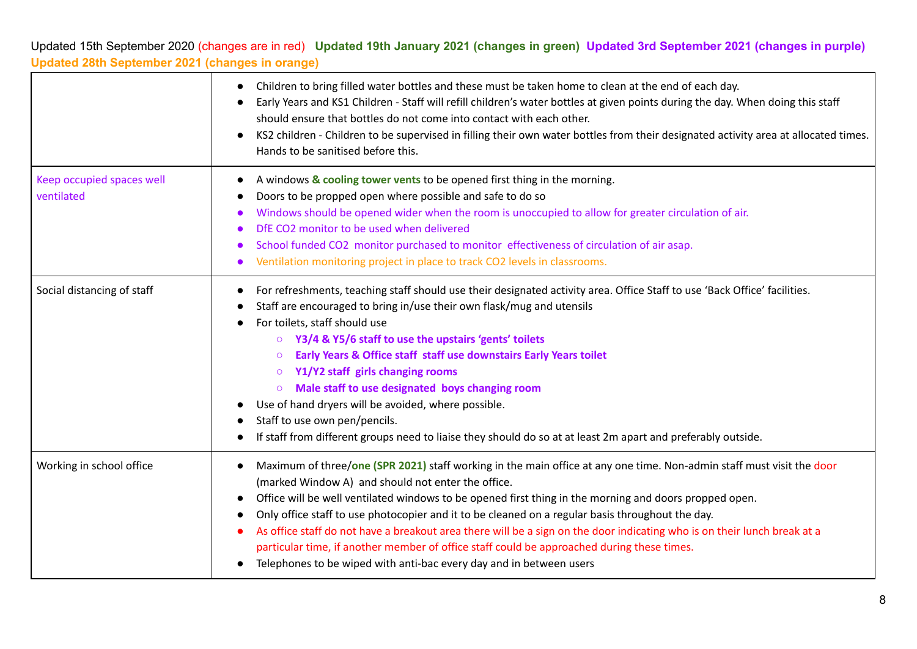Updated 15th September 2020 (changes are in red) **Updated 19th January 2021 (changes in green)** **Updated 3rd September 2021 (changes in purple)** **Updated 28th September 2021 (changes in orange)**

| | |
|---|---|
| | <ul><li>Children to bring filled water bottles and these must be taken home to clean at the end of each day.</li><li>Early Years and KS1 Children - Staff will refill children's water bottles at given points during the day. When doing this staff should ensure that bottles do not come into contact with each other.</li><li>KS2 children - Children to be supervised in filling their own water bottles from their designated activity area at allocated times. Hands to be sanitised before this.</li></ul> |
| Keep occupied spaces well ventilated | <ul><li>A windows **& cooling tower vents** to be opened first thing in the morning.</li><li>Doors to be propped open where possible and safe to do so</li><li>Windows should be opened wider when the room is unoccupied to allow for greater circulation of air.</li><li>DfE $CO_2$ monitor to be used when delivered</li><li>School funded $CO_2$ monitor purchased to monitor effectiveness of circulation of air asap.</li><li>Ventilation monitoring project in place to track $CO_2$ levels in classrooms.</li></ul> |
| Social distancing of staff | <ul><li>For refreshments, teaching staff should use their designated activity area. Office Staff to use 'Back Office' facilities.</li><li>Staff are encouraged to bring in/use their own flask/mug and utensils</li><li>For toilets, staff should use<ul><li>**Y3/4 & Y5/6 staff to use the upstairs 'gents' toilets**</li><li>**Early Years & Office staff staff use downstairs Early Years toilet**</li><li>**Y1/Y2 staff girls changing rooms**</li><li>**Male staff to use designated boys changing room**</li></ul></li><li>Use of hand dryers will be avoided, where possible.</li><li>Staff to use own pen/pencils.</li><li>If staff from different groups need to liaise they should do so at at least 2m apart and preferably outside.</li></ul> |
| Working in school office | <ul><li>Maximum of three/**one (SPR 2021)** staff working in the main office at any one time. Non-admin staff must visit the door (marked Window A) and should not enter the office.</li><li>Office will be well ventilated windows to be opened first thing in the morning and doors propped open.</li><li>Only office staff to use photocopier and it to be cleaned on a regular basis throughout the day.</li><li>As office staff do not have a breakout area there will be a sign on the door indicating who is on their lunch break at a particular time, if another member of office staff could be approached during these times.</li><li>Telephones to be wiped with anti-bac every day and in between users</li></ul> |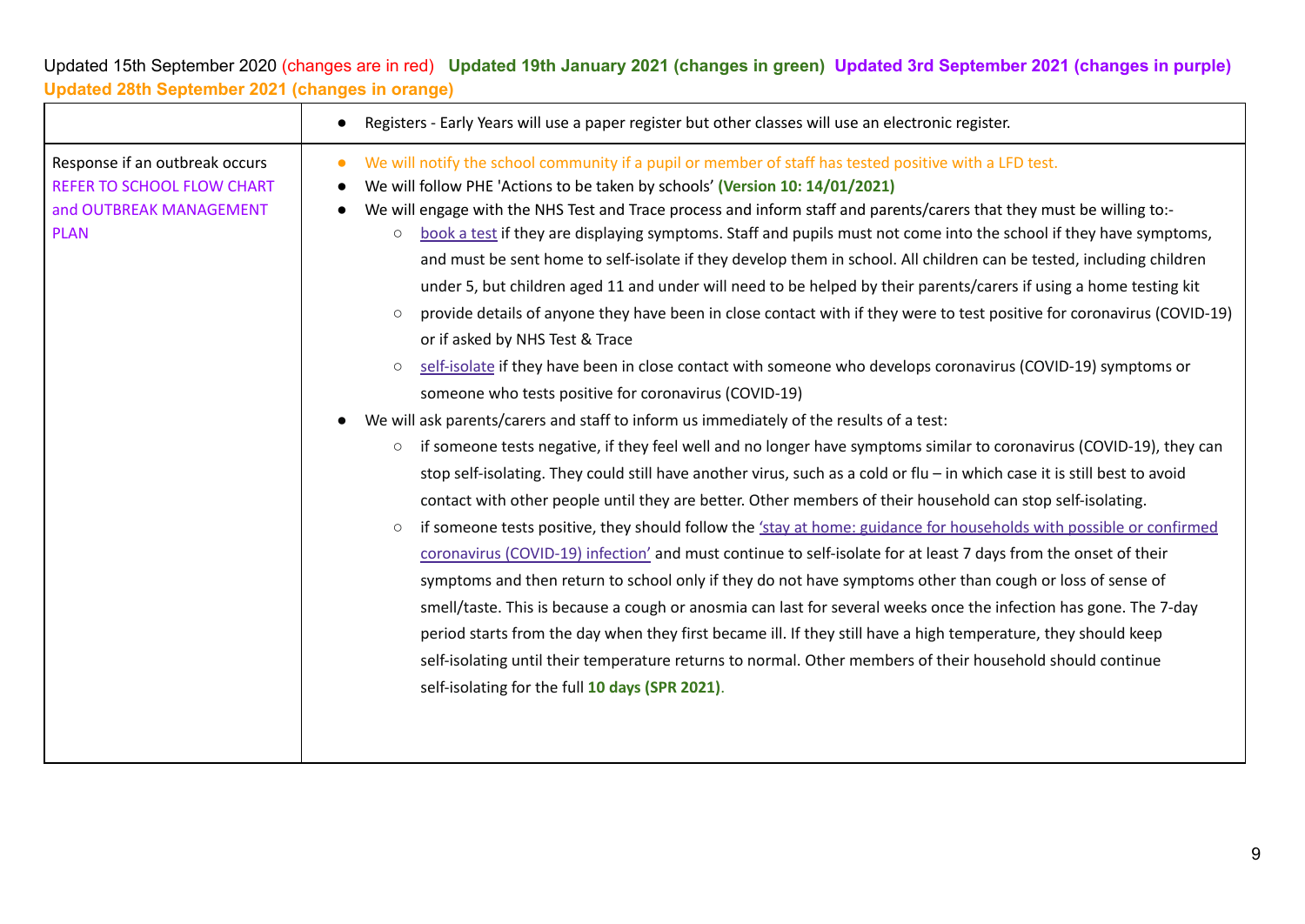Updated 15th September 2020 (changes are in red) **Updated 19th January 2021 (changes in green)** **Updated 3rd September 2021 (changes in purple)** **Updated 28th September 2021 (changes in orange)**

| | |
|---|---|
| | • Registers - Early Years will use a paper register but other classes will use an electronic register. |
| Response if an outbreak occurs<br>REFER TO SCHOOL FLOW CHART and OUTBREAK MANAGEMENT PLAN | • We will notify the school community if a pupil or member of staff has tested positive with a LFD test.<br>• We will follow PHE 'Actions to be taken by schools' **(Version 10: 14/01/2021)**<br>• We will engage with the NHS Test and Trace process and inform staff and parents/carers that they must be willing to:-<br>&nbsp;&nbsp;○ book a test if they are displaying symptoms. Staff and pupils must not come into the school if they have symptoms, and must be sent home to self-isolate if they develop them in school. All children can be tested, including children under 5, but children aged 11 and under will need to be helped by their parents/carers if using a home testing kit<br>&nbsp;&nbsp;○ provide details of anyone they have been in close contact with if they were to test positive for coronavirus (COVID-19) or if asked by NHS Test & Trace<br>&nbsp;&nbsp;○ self-isolate if they have been in close contact with someone who develops coronavirus (COVID-19) symptoms or someone who tests positive for coronavirus (COVID-19)<br>• We will ask parents/carers and staff to inform us immediately of the results of a test:<br>&nbsp;&nbsp;○ if someone tests negative, if they feel well and no longer have symptoms similar to coronavirus (COVID-19), they can stop self-isolating. They could still have another virus, such as a cold or flu – in which case it is still best to avoid contact with other people until they are better. Other members of their household can stop self-isolating.<br>&nbsp;&nbsp;○ if someone tests positive, they should follow the 'stay at home: guidance for households with possible or confirmed coronavirus (COVID-19) infection' and must continue to self-isolate for at least 7 days from the onset of their symptoms and then return to school only if they do not have symptoms other than cough or loss of sense of smell/taste. This is because a cough or anosmia can last for several weeks once the infection has gone. The 7-day period starts from the day when they first became ill. If they still have a high temperature, they should keep self-isolating until their temperature returns to normal. Other members of their household should continue self-isolating for the full **10 days (SPR 2021)**. |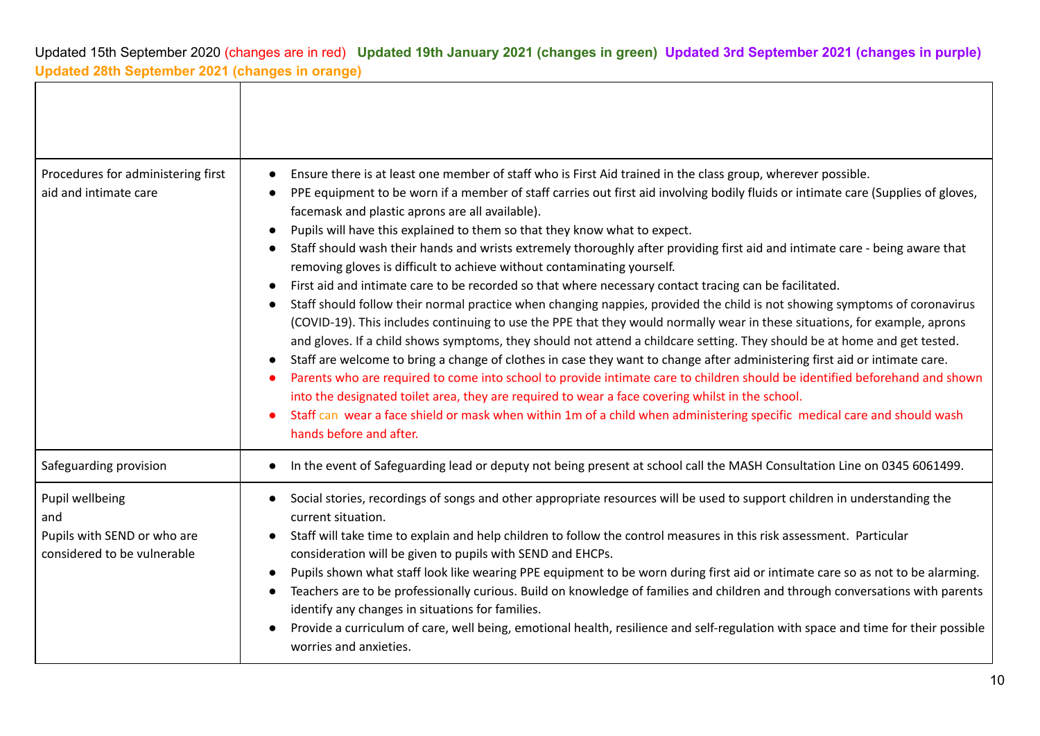Updated 15th September 2020 (changes are in red) **Updated 19th January 2021 (changes in green)** **Updated 3rd September 2021 (changes in purple)** **Updated 28th September 2021 (changes in orange)**

| | |
|---|---|
| | |
| Procedures for administering first aid and intimate care | • Ensure there is at least one member of staff who is First Aid trained in the class group, wherever possible.<br>• PPE equipment to be worn if a member of staff carries out first aid involving bodily fluids or intimate care (Supplies of gloves, facemask and plastic aprons are all available).<br>• Pupils will have this explained to them so that they know what to expect.<br>• Staff should wash their hands and wrists extremely thoroughly after providing first aid and intimate care - being aware that removing gloves is difficult to achieve without contaminating yourself.<br>• First aid and intimate care to be recorded so that where necessary contact tracing can be facilitated.<br>• Staff should follow their normal practice when changing nappies, provided the child is not showing symptoms of coronavirus (COVID-19). This includes continuing to use the PPE that they would normally wear in these situations, for example, aprons and gloves. If a child shows symptoms, they should not attend a childcare setting. They should be at home and get tested.<br>• Staff are welcome to bring a change of clothes in case they want to change after administering first aid or intimate care.<br>• Parents who are required to come into school to provide intimate care to children should be identified beforehand and shown into the designated toilet area, they are required to wear a face covering whilst in the school.<br>• Staff can wear a face shield or mask when within 1m of a child when administering specific medical care and should wash hands before and after. |
| Safeguarding provision | • In the event of Safeguarding lead or deputy not being present at school call the MASH Consultation Line on 0345 6061499. |
| Pupil wellbeing<br>and<br>Pupils with SEND or who are considered to be vulnerable | • Social stories, recordings of songs and other appropriate resources will be used to support children in understanding the current situation.<br>• Staff will take time to explain and help children to follow the control measures in this risk assessment. Particular consideration will be given to pupils with SEND and EHCPs.<br>• Pupils shown what staff look like wearing PPE equipment to be worn during first aid or intimate care so as not to be alarming.<br>• Teachers are to be professionally curious. Build on knowledge of families and children and through conversations with parents identify any changes in situations for families.<br>• Provide a curriculum of care, well being, emotional health, resilience and self-regulation with space and time for their possible worries and anxieties. |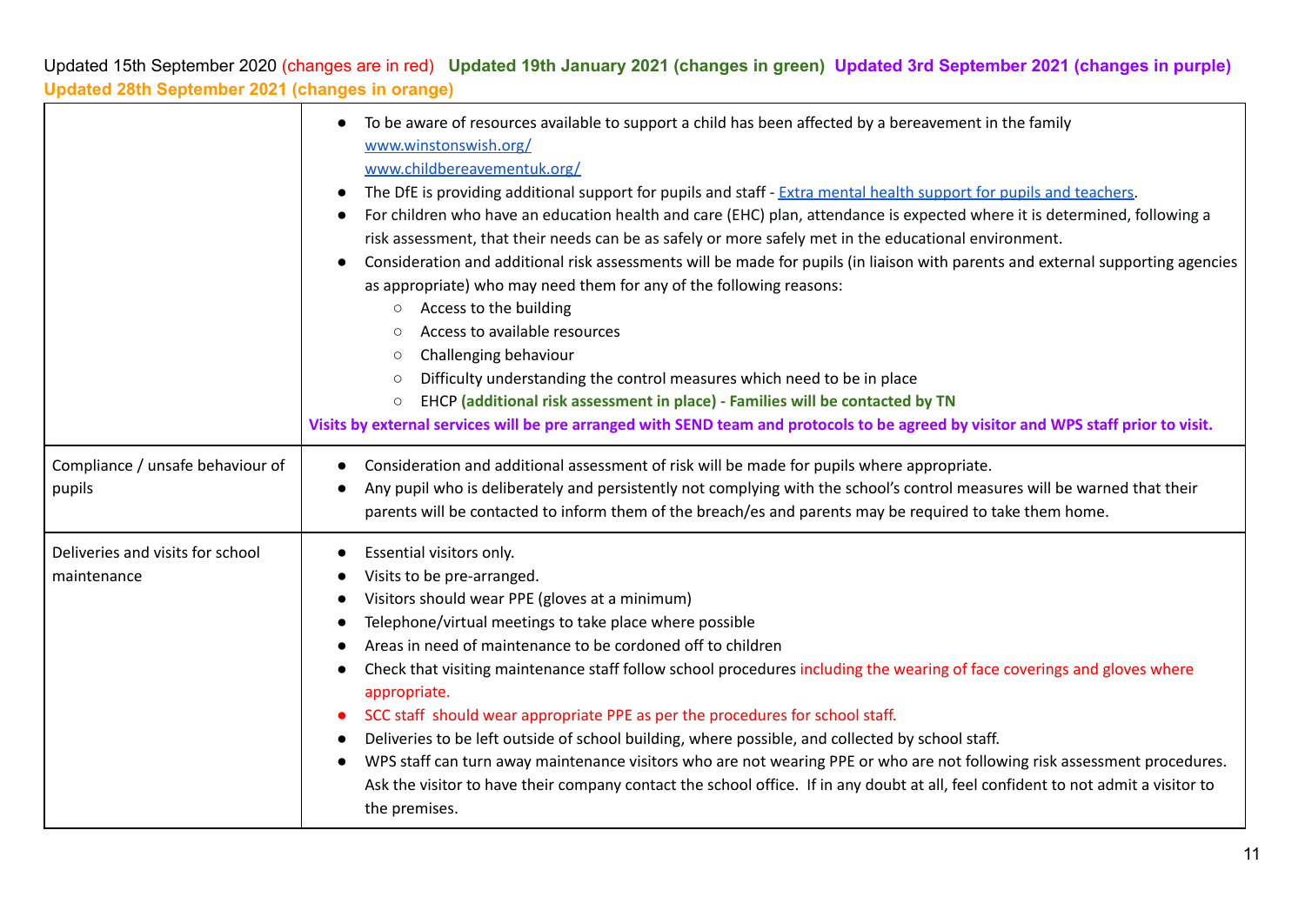Updated 15th September 2020 (changes are in red) **Updated 19th January 2021 (changes in green)** **Updated 3rd September 2021 (changes in purple)** **Updated 28th September 2021 (changes in orange)**

| | |
|---|---|
| | • To be aware of resources available to support a child has been affected by a bereavement in the family [www.winstonswish.org/](www.winstonswish.org/) [www.childbereavementuk.org/](www.childbereavementuk.org/)<br>• The DfE is providing additional support for pupils and staff - Extra mental health support for pupils and teachers.<br>• For children who have an education health and care (EHC) plan, attendance is expected where it is determined, following a risk assessment, that their needs can be as safely or more safely met in the educational environment.<br>• Consideration and additional risk assessments will be made for pupils (in liaison with parents and external supporting agencies as appropriate) who may need them for any of the following reasons:<br>○ Access to the building<br>○ Access to available resources<br>○ Challenging behaviour<br>○ Difficulty understanding the control measures which need to be in place<br>○ EHCP **(additional risk assessment in place) - Families will be contacted by TN**<br>**Visits by external services will be pre arranged with SEND team and protocols to be agreed by visitor and WPS staff prior to visit.** |
| Compliance / unsafe behaviour of pupils | • Consideration and additional assessment of risk will be made for pupils where appropriate.<br>• Any pupil who is deliberately and persistently not complying with the school's control measures will be warned that their parents will be contacted to inform them of the breach/es and parents may be required to take them home. |
| Deliveries and visits for school maintenance | • Essential visitors only.<br>• Visits to be pre-arranged.<br>• Visitors should wear PPE (gloves at a minimum)<br>• Telephone/virtual meetings to take place where possible<br>• Areas in need of maintenance to be cordoned off to children<br>• Check that visiting maintenance staff follow school procedures including the wearing of face coverings and gloves where appropriate.<br>• SCC staff should wear appropriate PPE as per the procedures for school staff.<br>• Deliveries to be left outside of school building, where possible, and collected by school staff.<br>• WPS staff can turn away maintenance visitors who are not wearing PPE or who are not following risk assessment procedures. Ask the visitor to have their company contact the school office. If in any doubt at all, feel confident to not admit a visitor to the premises. |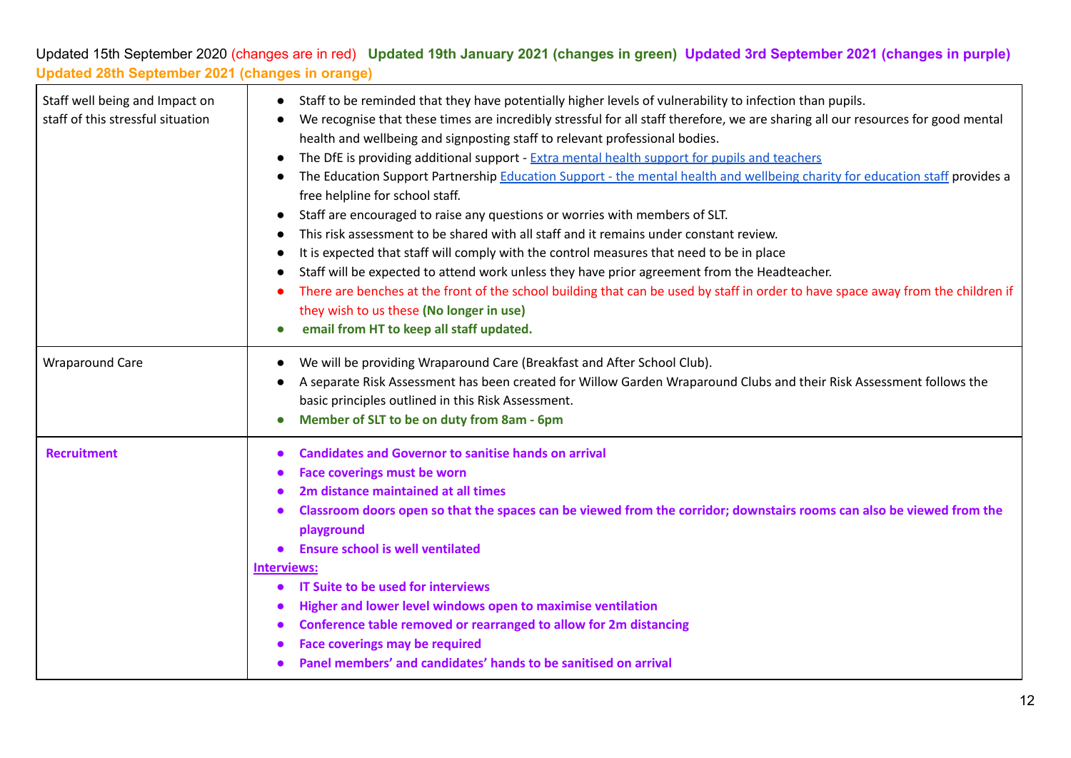Updated 15th September 2020 (changes are in red) **Updated 19th January 2021 (changes in green)** **Updated 3rd September 2021 (changes in purple)** **Updated 28th September 2021 (changes in orange)**

| | |
|---|---|
| Staff well being and Impact on staff of this stressful situation | • Staff to be reminded that they have potentially higher levels of vulnerability to infection than pupils.<br>• We recognise that these times are incredibly stressful for all staff therefore, we are sharing all our resources for good mental health and wellbeing and signposting staff to relevant professional bodies.<br>• The DfE is providing additional support - Extra mental health support for pupils and teachers<br>• The Education Support Partnership Education Support - the mental health and wellbeing charity for education staff provides a free helpline for school staff.<br>• Staff are encouraged to raise any questions or worries with members of SLT.<br>• This risk assessment to be shared with all staff and it remains under constant review.<br>• It is expected that staff will comply with the control measures that need to be in place<br>• Staff will be expected to attend work unless they have prior agreement from the Headteacher.<br>• There are benches at the front of the school building that can be used by staff in order to have space away from the children if they wish to us these **(No longer in use)**<br>• **email from HT to keep all staff updated.** |
| Wraparound Care | • We will be providing Wraparound Care (Breakfast and After School Club).<br>• A separate Risk Assessment has been created for Willow Garden Wraparound Clubs and their Risk Assessment follows the basic principles outlined in this Risk Assessment.<br>• **Member of SLT to be on duty from 8am - 6pm** |
| **Recruitment** | • **Candidates and Governor to sanitise hands on arrival**<br>• **Face coverings must be worn**<br>• **2m distance maintained at all times**<br>• **Classroom doors open so that the spaces can be viewed from the corridor; downstairs rooms can also be viewed from the playground**<br>• **Ensure school is well ventilated**<br>**Interviews:**<br>• **IT Suite to be used for interviews**<br>• **Higher and lower level windows open to maximise ventilation**<br>• **Conference table removed or rearranged to allow for 2m distancing**<br>• **Face coverings may be required**<br>• **Panel members' and candidates' hands to be sanitised on arrival** |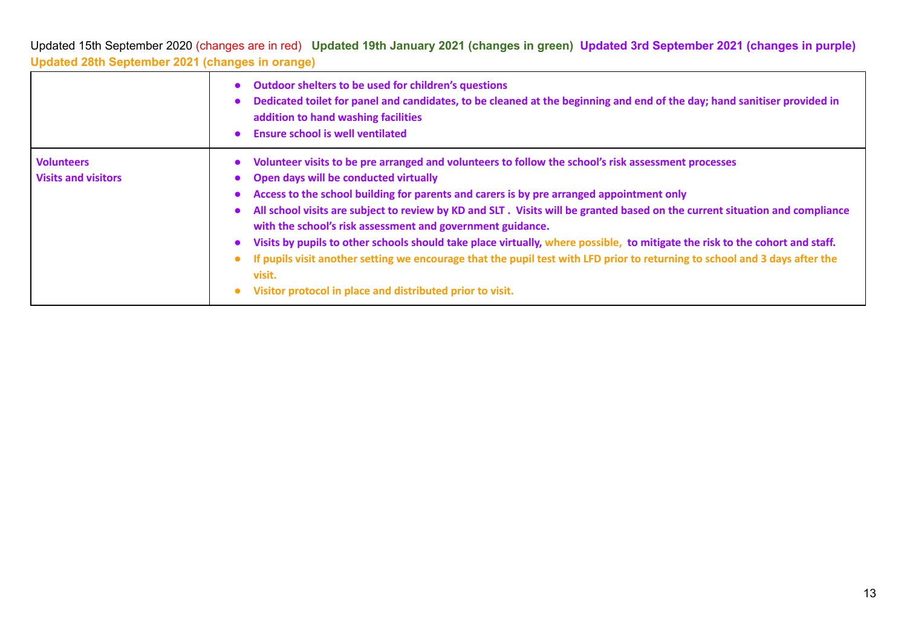Updated 15th September 2020 (changes are in red) **Updated 19th January 2021 (changes in green)** **Updated 3rd September 2021 (changes in purple)** **Updated 28th September 2021 (changes in orange)**

| | |
|---|---|
| | • **Outdoor shelters to be used for children's questions**<br>• **Dedicated toilet for panel and candidates, to be cleaned at the beginning and end of the day; hand sanitiser provided in addition to hand washing facilities**<br>• **Ensure school is well ventilated** |
| **Volunteers**<br>**Visits and visitors** | • **Volunteer visits to be pre arranged and volunteers to follow the school's risk assessment processes**<br>• **Open days will be conducted virtually**<br>• **Access to the school building for parents and carers is by pre arranged appointment only**<br>• **All school visits are subject to review by KD and SLT . Visits will be granted based on the current situation and compliance with the school's risk assessment and government guidance.**<br>• **Visits by pupils to other schools should take place virtually, where possible, to mitigate the risk to the cohort and staff.**<br>• **If pupils visit another setting we encourage that the pupil test with LFD prior to returning to school and 3 days after the visit.**<br>• **Visitor protocol in place and distributed prior to visit.** |